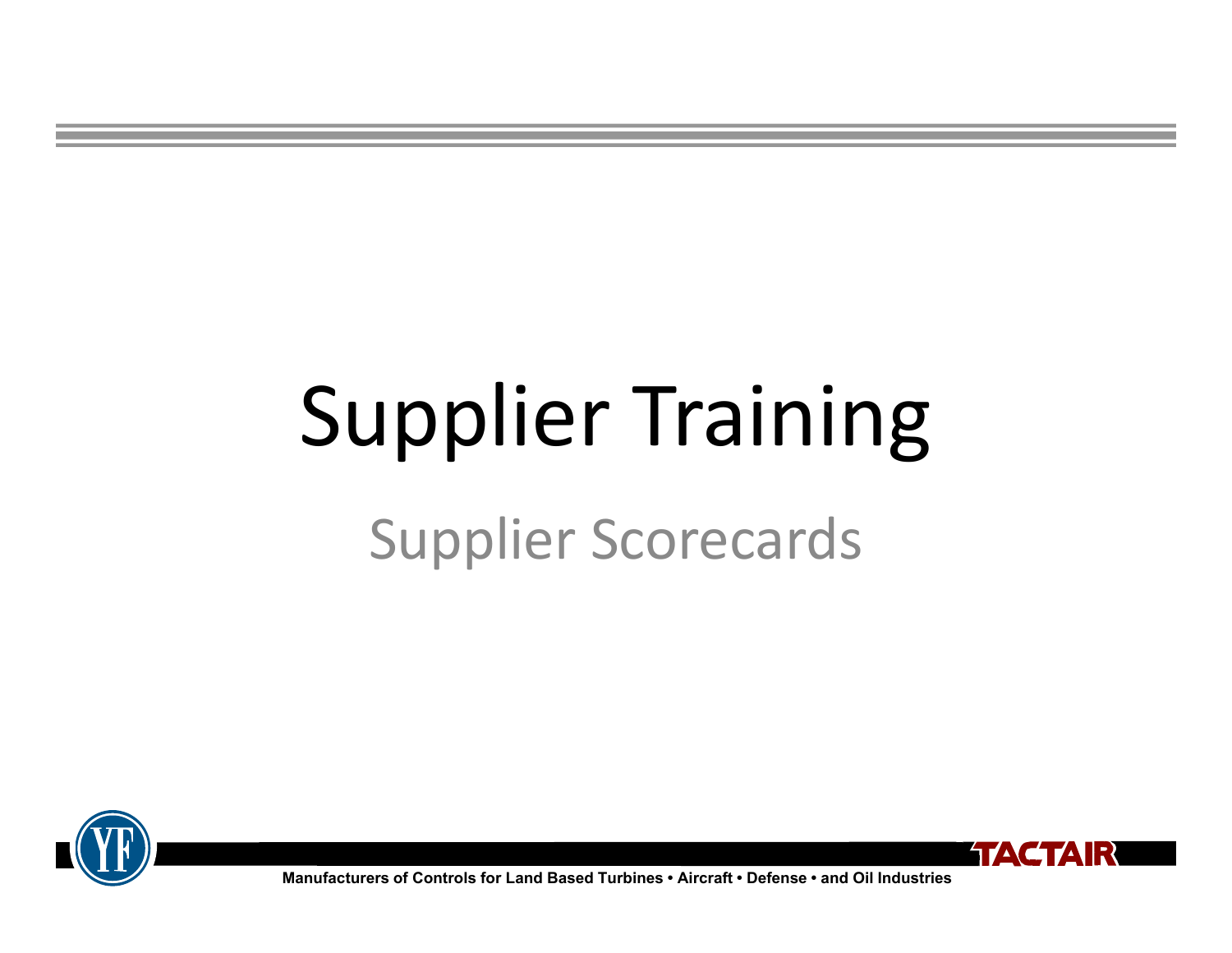# Supplier Training

## Supplier Scorecards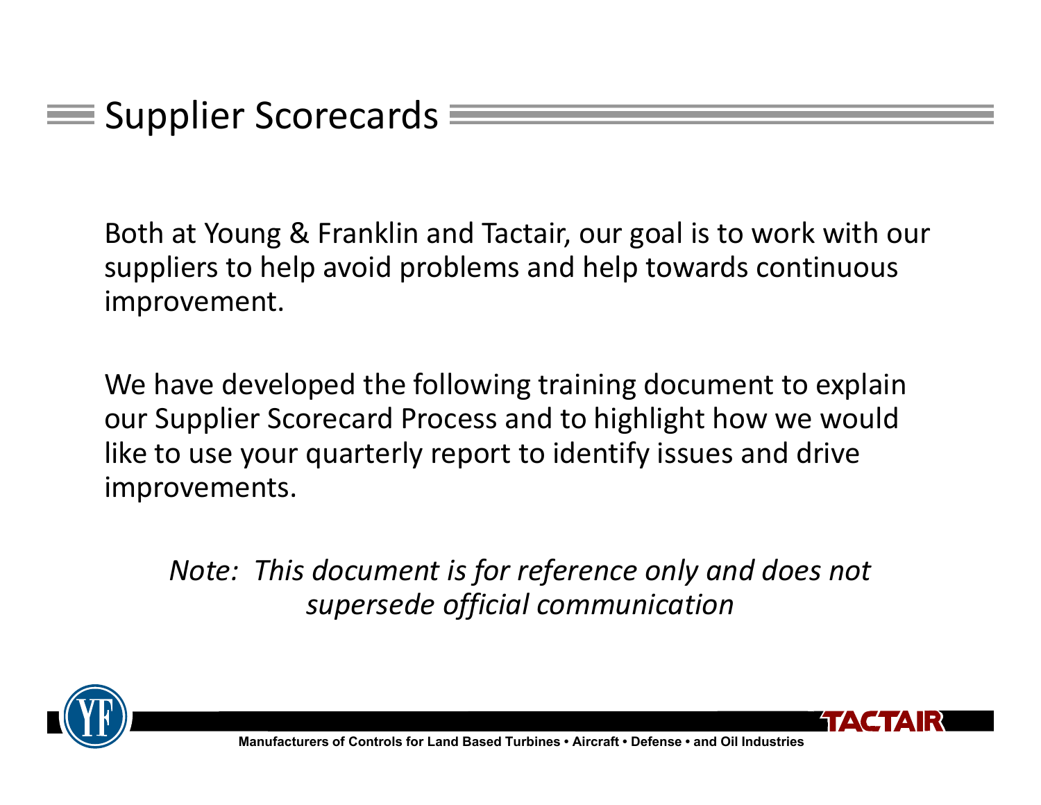# Supplier Scorecards

Both at Young & Franklin and Tactair, our goal is to work with our suppliers to help avoid problems and help towards continuous improvement.

We have developed the following training document to explain our Supplier Scorecard Process and to highlight how we would like to use your quarterly report to identify issues and drive improvements.

*Note: This document is for reference only and does not supersede official communication*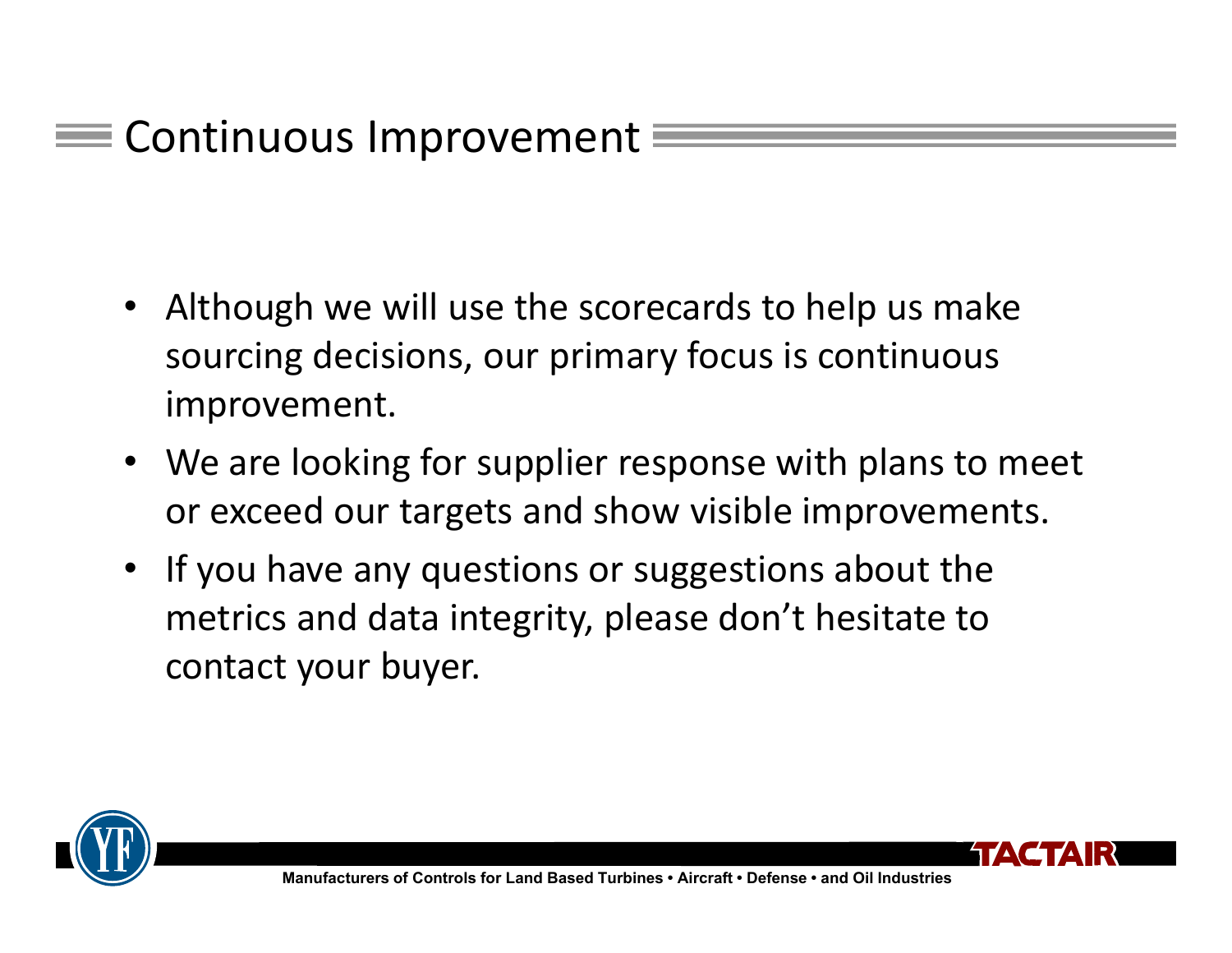# Continuous Improvement

- Although we will use the scorecards to help us make sourcing decisions, our primary focus is continuous improvement.
- We are looking for supplier response with plans to meet or exceed our targets and show visible improvements.
- If you have any questions or suggestions about the metrics and data integrity, please don't hesitate to contact your buyer.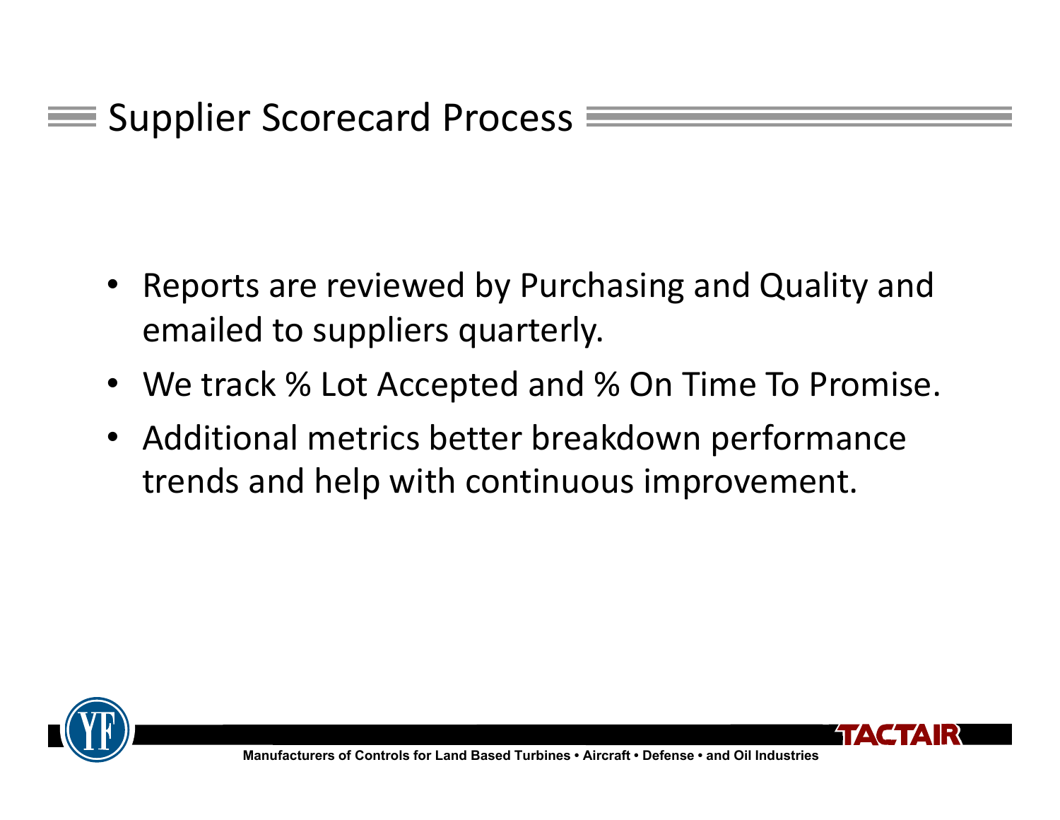## Supplier Scorecard Process

- Reports are reviewed by Purchasing and Quality and emailed to suppliers quarterly.
- We track % Lot Accepted and % On Time To Promise.
- Additional metrics better breakdown performance trends and help with continuous improvement.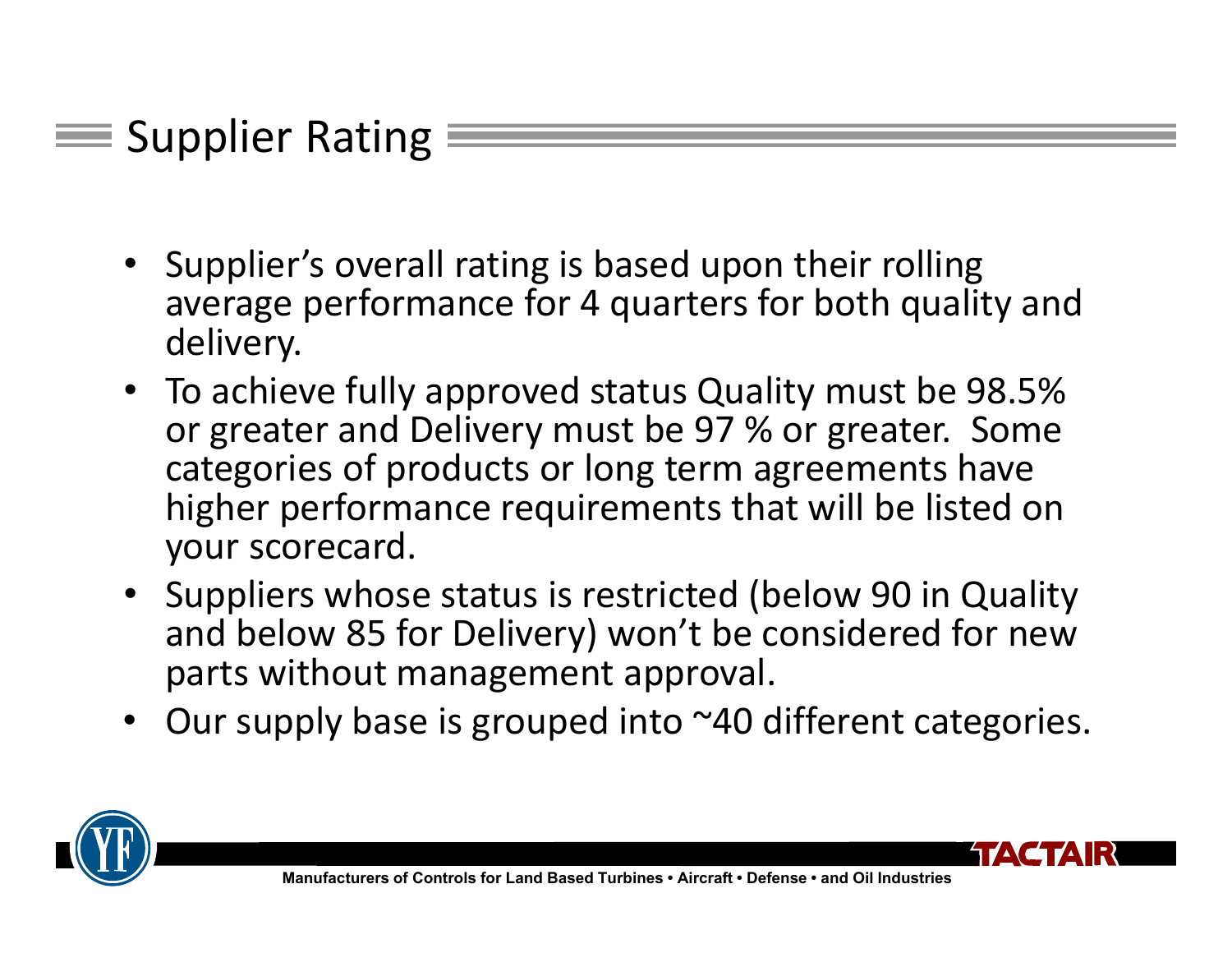# Supplier Rating

- Supplier's overall rating is based upon their rolling average performance for 4 quarters for both quality and delivery.
- To achieve fully approved status Quality must be 98.5% or greater and Delivery must be 97 % or greater. Some categories of products or long term agreements have higher performance requirements that will be listed on your scorecard.
- Suppliers whose status is restricted (below 90 in Quality and below 85 for Delivery) won't be considered for new parts without management approval.
- Our supply base is grouped into ~40 different categories.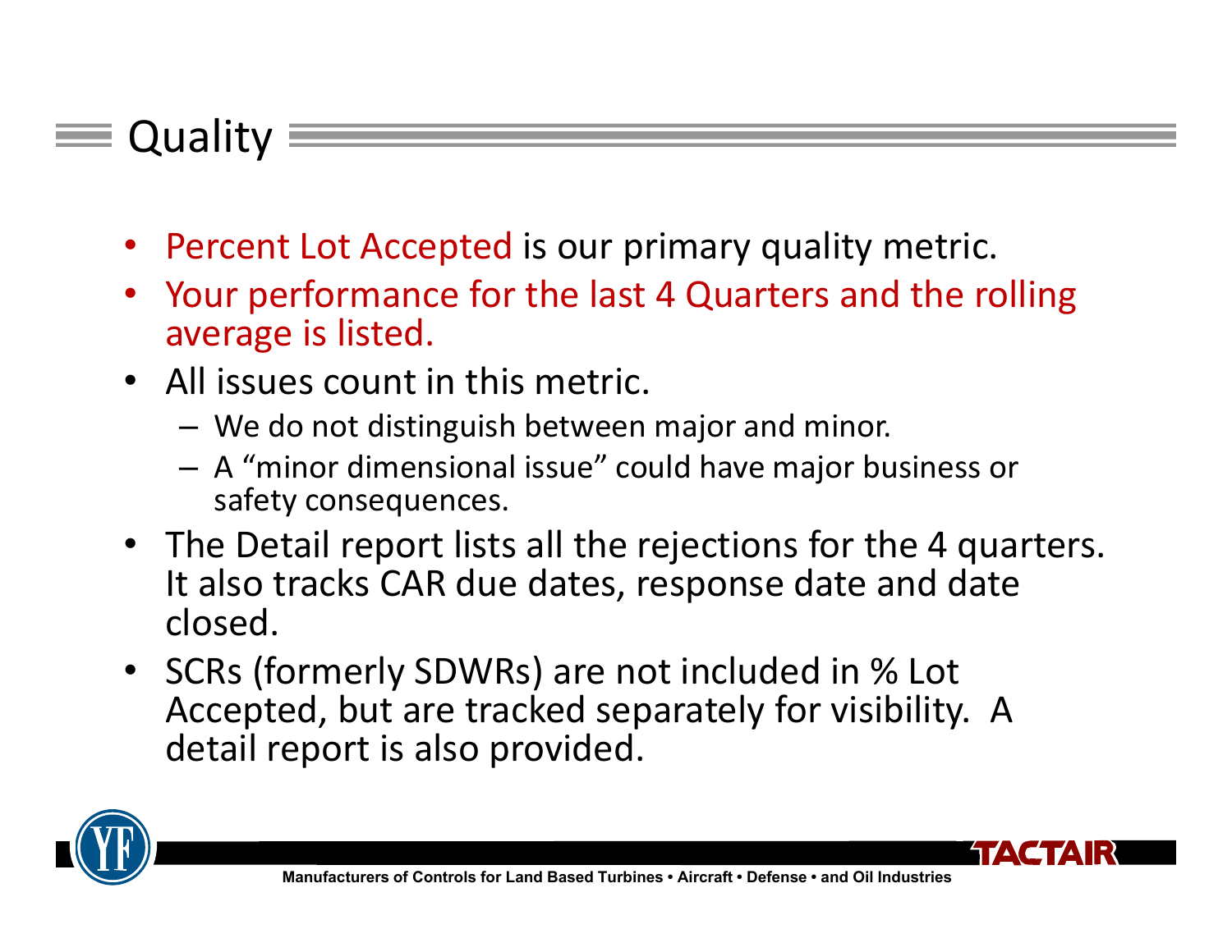# Quality

- Percent Lot Accepted is our primary quality metric.
- Your performance for the last 4 Quarters and the rolling average is listed.
- All issues count in this metric.
  - We do not distinguish between major and minor.
  - A "minor dimensional issue" could have major business or safety consequences.
- The Detail report lists all the rejections for the 4 quarters. It also tracks CAR due dates, response date and date closed.
- SCRs (formerly SDWRs) are not included in % Lot Accepted, but are tracked separately for visibility. A detail report is also provided.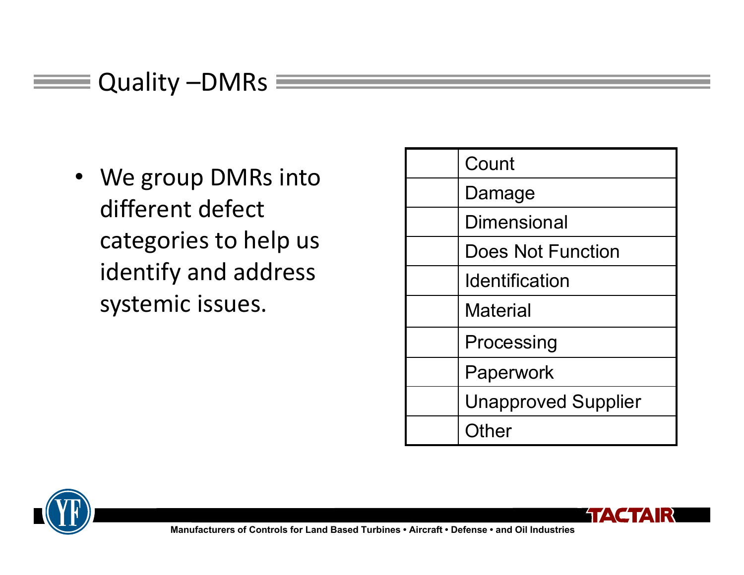## Quality –DMRs

- We group DMRs into different defect categories to help us identify and address systemic issues.

| | |
|---|---|
| | Count |
| | Damage |
| | Dimensional |
| | Does Not Function |
| | Identification |
| | Material |
| | Processing |
| | Paperwork |
| | Unapproved Supplier |
| | Other |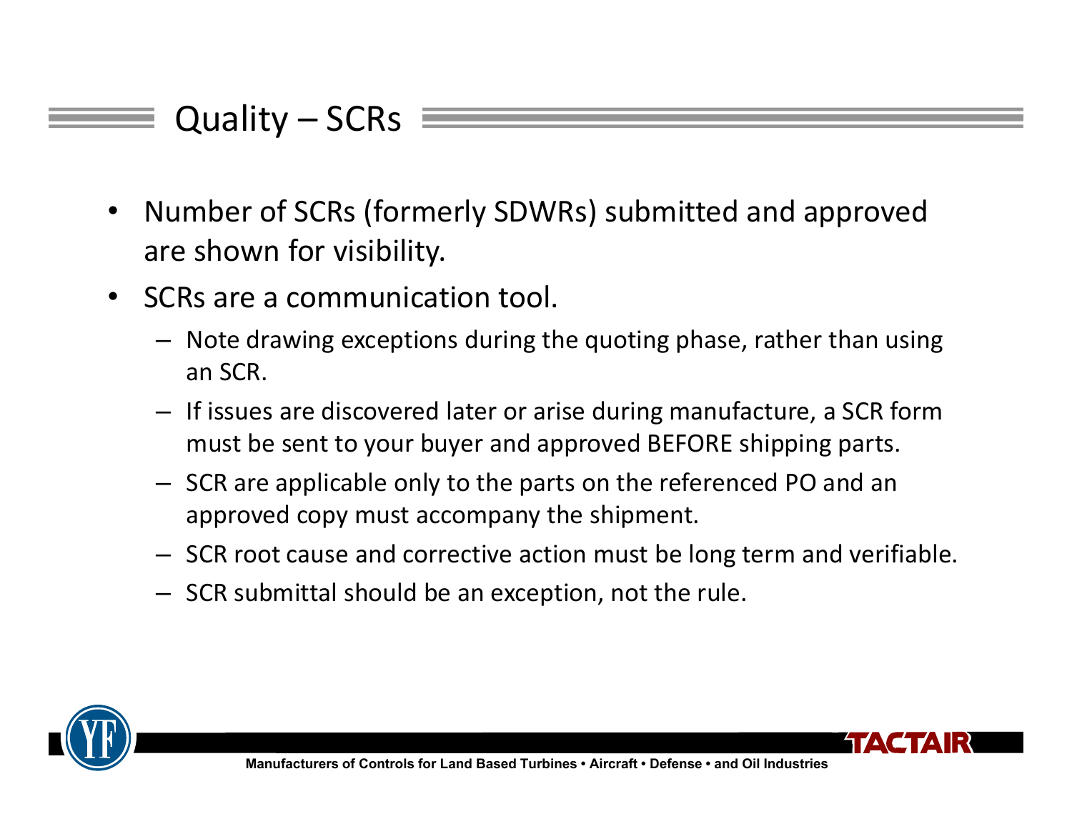## Quality – SCRs

- Number of SCRs (formerly SDWRs) submitted and approved are shown for visibility.
- SCRs are a communication tool.
  - Note drawing exceptions during the quoting phase, rather than using an SCR.
  - If issues are discovered later or arise during manufacture, a SCR form must be sent to your buyer and approved BEFORE shipping parts.
  - SCR are applicable only to the parts on the referenced PO and an approved copy must accompany the shipment.
  - SCR root cause and corrective action must be long term and verifiable.
  - SCR submittal should be an exception, not the rule.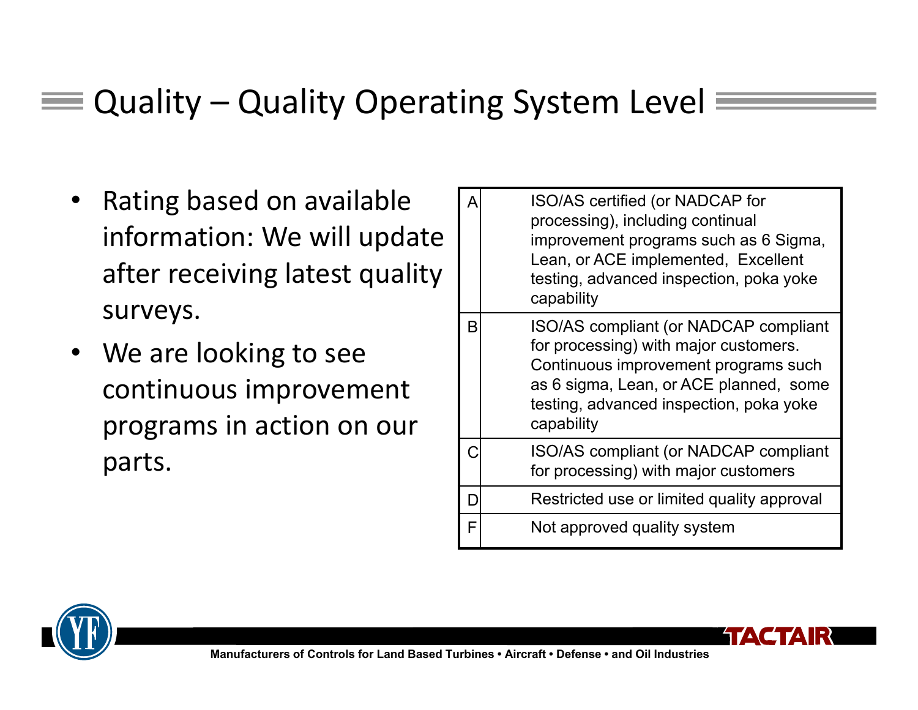# Quality – Quality Operating System Level

- Rating based on available information: We will update after receiving latest quality surveys.
- We are looking to see continuous improvement programs in action on our parts.

| | |
|---|---|
| A | ISO/AS certified (or NADCAP for processing), including continual improvement programs such as 6 Sigma, Lean, or ACE implemented, Excellent testing, advanced inspection, poka yoke capability |
| B | ISO/AS compliant (or NADCAP compliant for processing) with major customers. Continuous improvement programs such as 6 sigma, Lean, or ACE planned, some testing, advanced inspection, poka yoke capability |
| C | ISO/AS compliant (or NADCAP compliant for processing) with major customers |
| D | Restricted use or limited quality approval |
| F | Not approved quality system |

Manufacturers of Controls for Land Based Turbines • Aircraft • Defense • and Oil Industries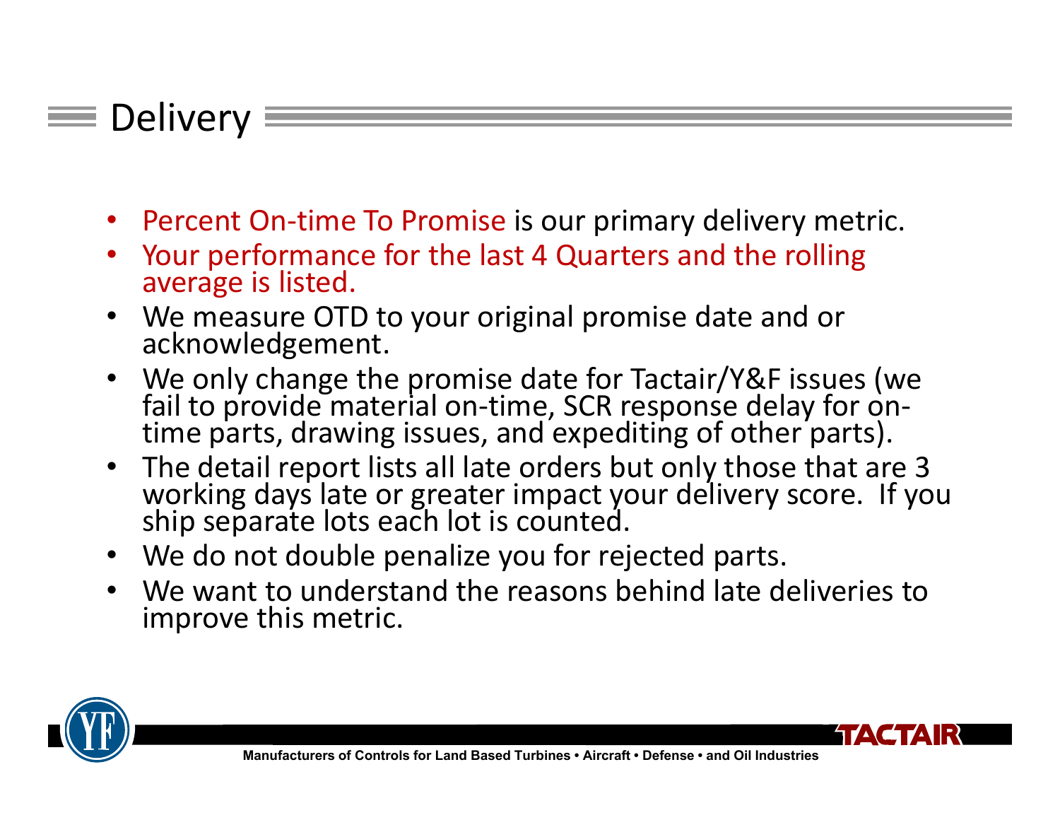# Delivery

- Percent On-time To Promise is our primary delivery metric.
- Your performance for the last 4 Quarters and the rolling average is listed.
- We measure OTD to your original promise date and or acknowledgement.
- We only change the promise date for Tactair/Y&F issues (we fail to provide material on-time, SCR response delay for on-time parts, drawing issues, and expediting of other parts).
- The detail report lists all late orders but only those that are 3 working days late or greater impact your delivery score. If you ship separate lots each lot is counted.
- We do not double penalize you for rejected parts.
- We want to understand the reasons behind late deliveries to improve this metric.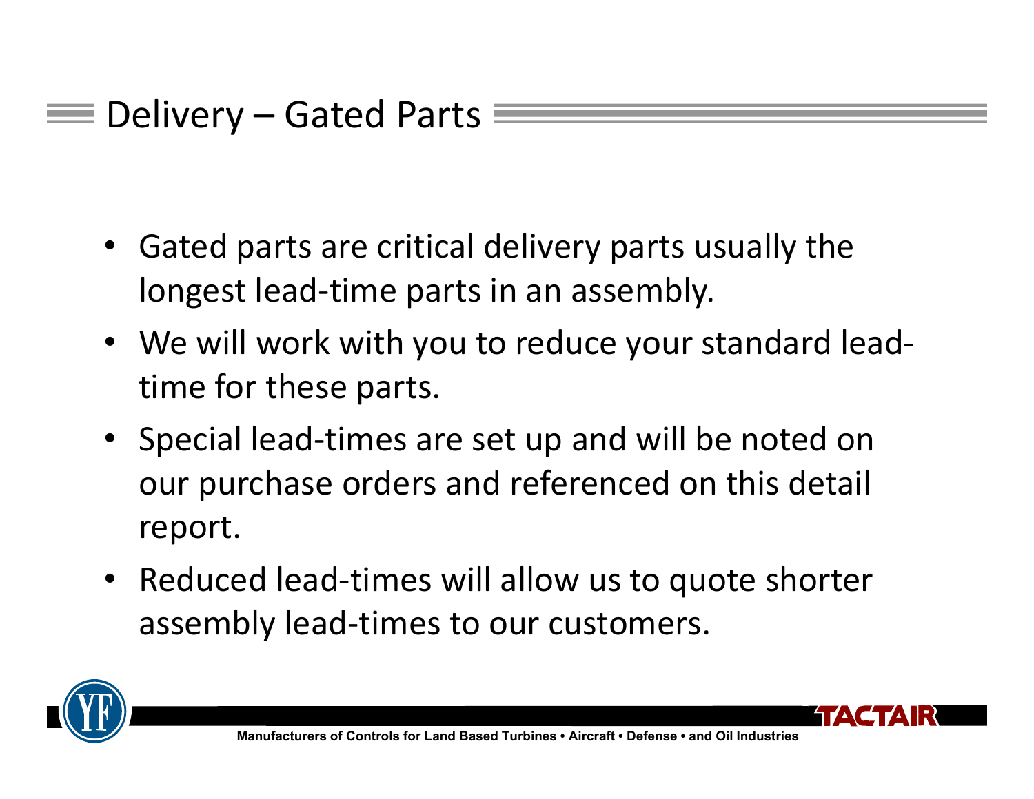# Delivery – Gated Parts

- Gated parts are critical delivery parts usually the longest lead-time parts in an assembly.
- We will work with you to reduce your standard lead-time for these parts.
- Special lead-times are set up and will be noted on our purchase orders and referenced on this detail report.
- Reduced lead-times will allow us to quote shorter assembly lead-times to our customers.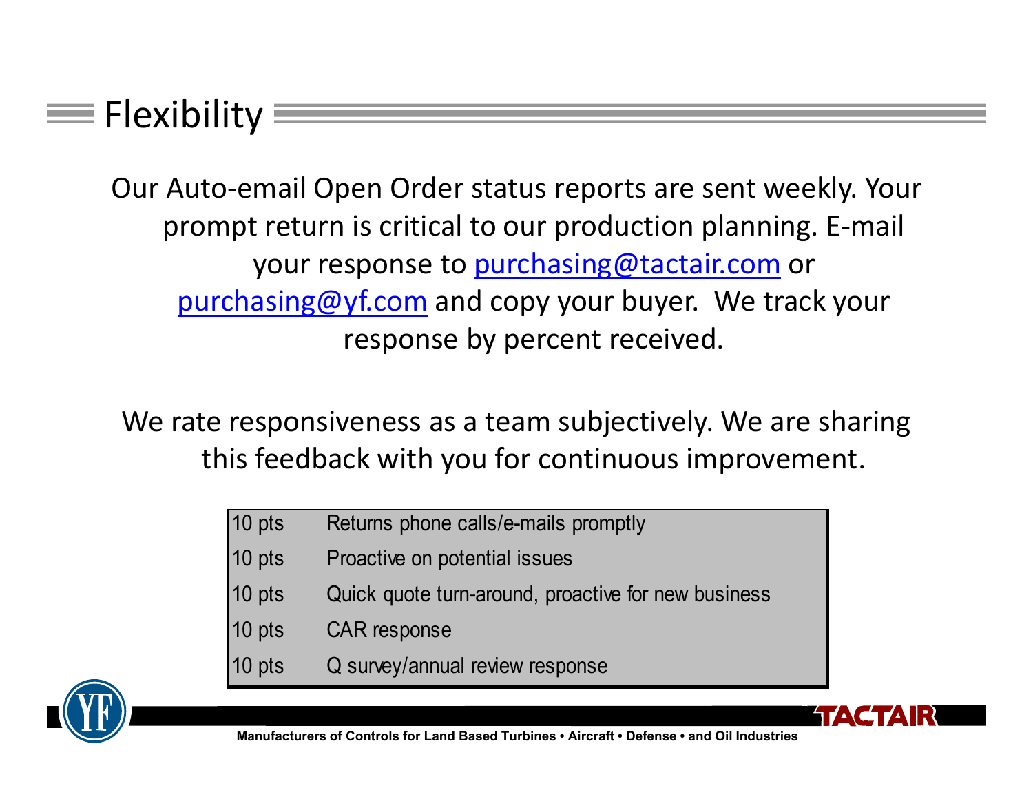# Flexibility

Our Auto-email Open Order status reports are sent weekly. Your prompt return is critical to our production planning. E-mail your response to purchasing@tactair.com or purchasing@yf.com and copy your buyer. We track your response by percent received.

We rate responsiveness as a team subjectively. We are sharing this feedback with you for continuous improvement.

| | |
|---|---|
| 10 pts | Returns phone calls/e-mails promptly |
| 10 pts | Proactive on potential issues |
| 10 pts | Quick quote turn-around, proactive for new business |
| 10 pts | CAR response |
| 10 pts | Q survey/annual review response |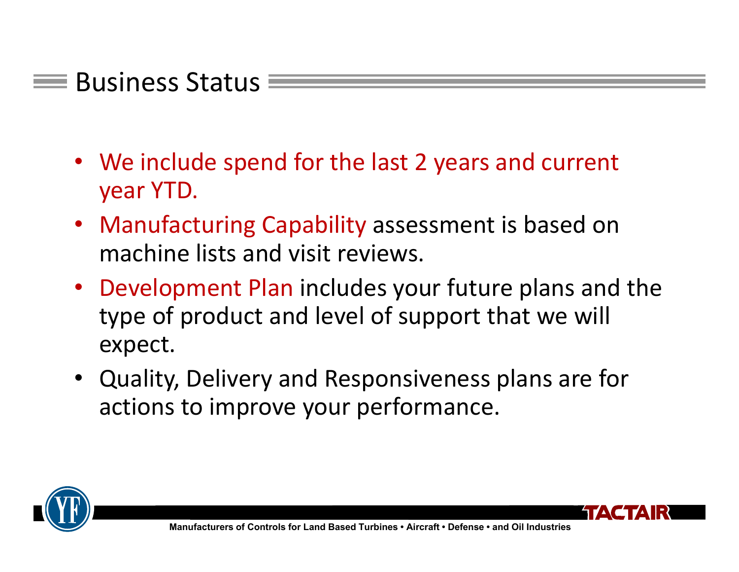# Business Status

- We include spend for the last 2 years and current year YTD.
- Manufacturing Capability assessment is based on machine lists and visit reviews.
- Development Plan includes your future plans and the type of product and level of support that we will expect.
- Quality, Delivery and Responsiveness plans are for actions to improve your performance.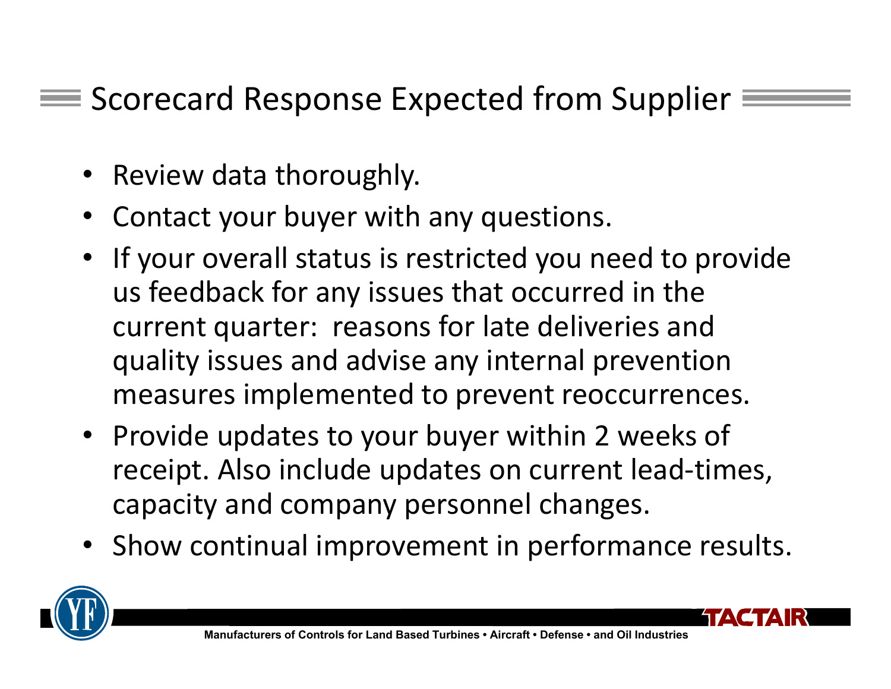## Scorecard Response Expected from Supplier

- Review data thoroughly.
- Contact your buyer with any questions.
- If your overall status is restricted you need to provide us feedback for any issues that occurred in the current quarter: reasons for late deliveries and quality issues and advise any internal prevention measures implemented to prevent reoccurrences.
- Provide updates to your buyer within 2 weeks of receipt. Also include updates on current lead-times, capacity and company personnel changes.
- Show continual improvement in performance results.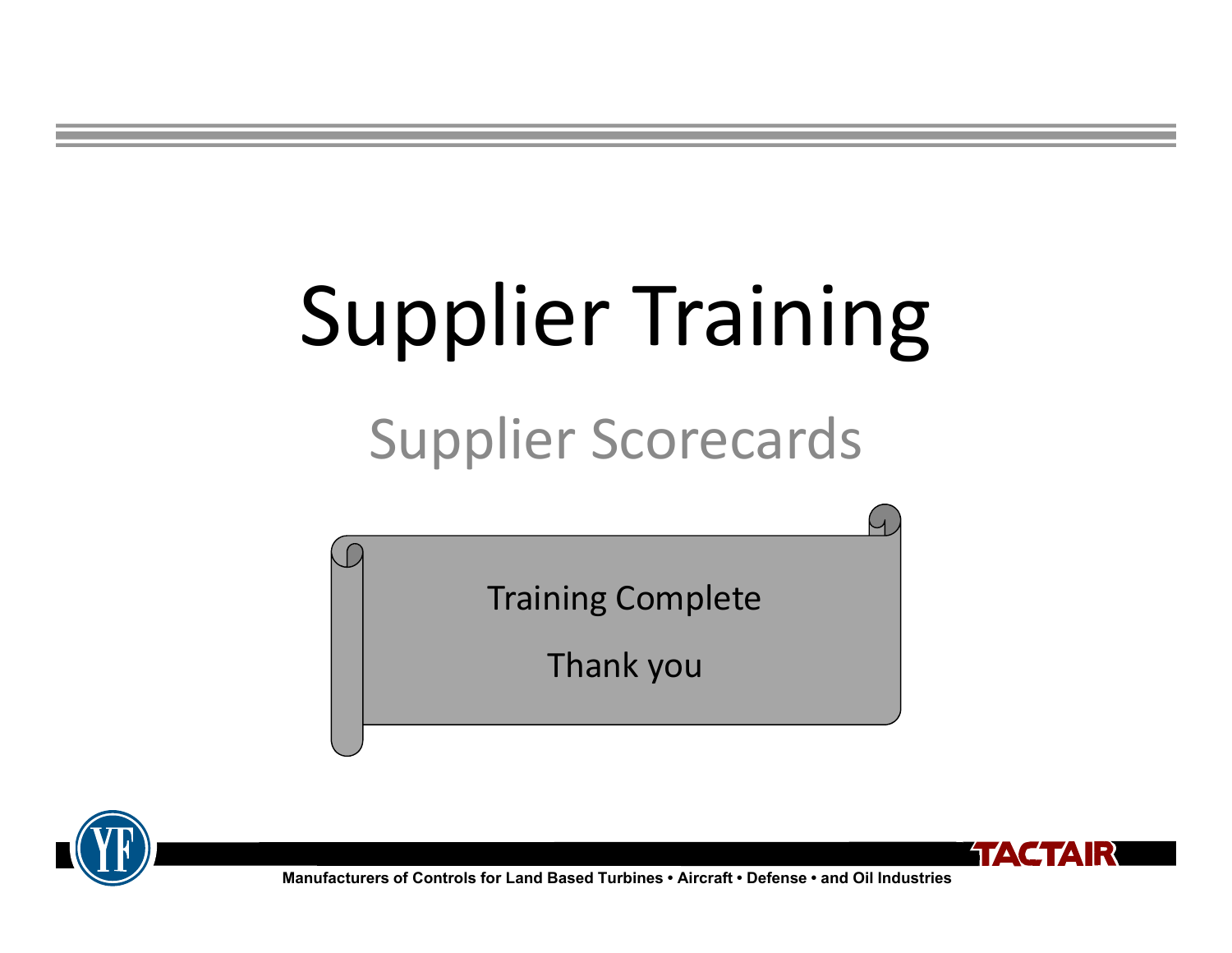# Supplier Training

## Supplier Scorecards

Training Complete

Thank you

Manufacturers of Controls for Land Based Turbines • Aircraft • Defense • and Oil Industries